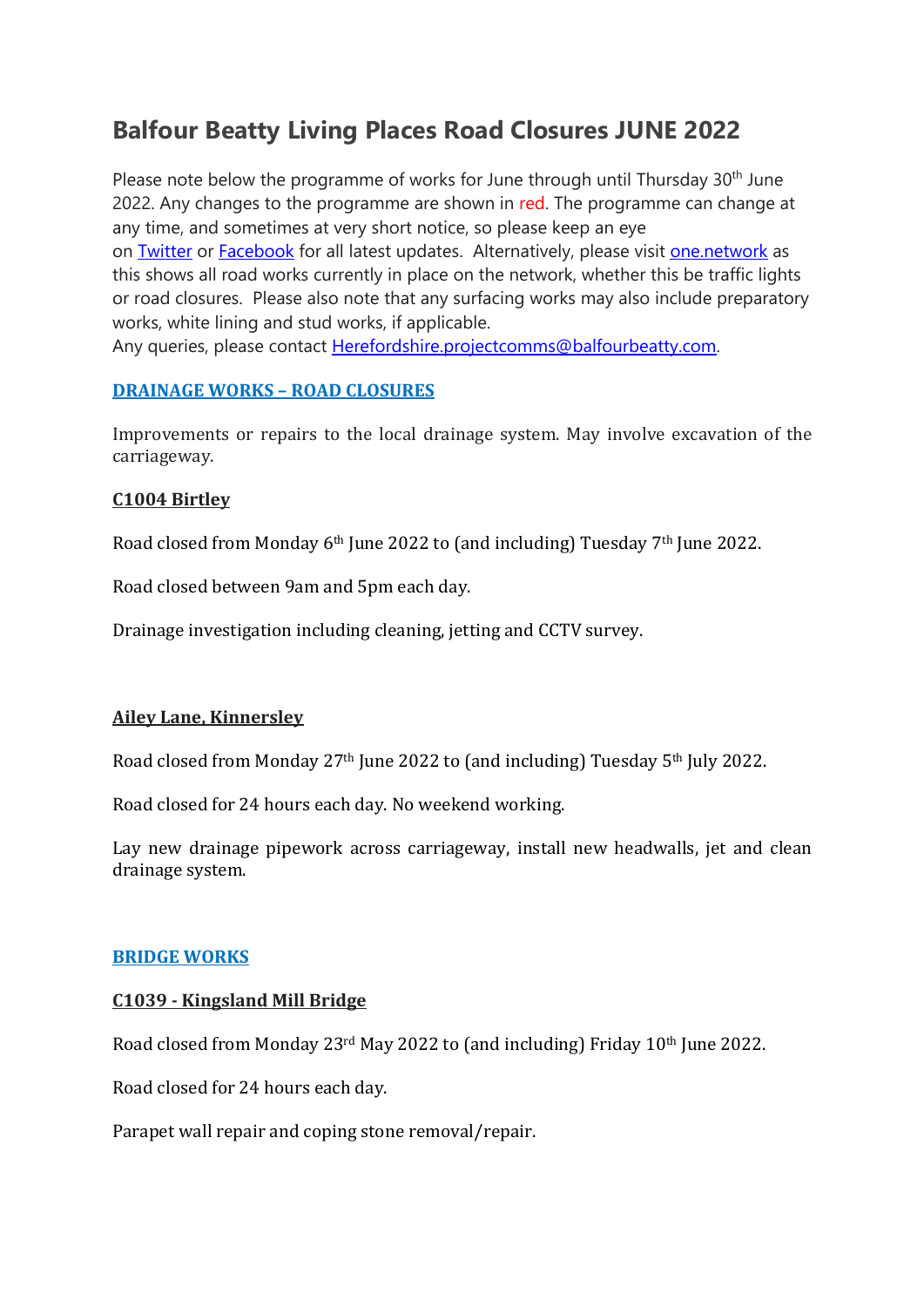# Balfour Beatty Living Places Road Closures JUNE 2022

Please note below the programme of works for June through until Thursday 30th June 2022. Any changes to the programme are shown in red. The programme can change at any time, and sometimes at very short notice, so please keep an eye on Twitter or Facebook for all latest updates. Alternatively, please visit one.network as this shows all road works currently in place on the network, whether this be traffic lights or road closures. Please also note that any surfacing works may also include preparatory works, white lining and stud works, if applicable.

Any queries, please contact Herefordshire.projectcomms@balfourbeatty.com.

## DRAINAGE WORKS – ROAD CLOSURES

Improvements or repairs to the local drainage system. May involve excavation of the carriageway.

### C1004 Birtley

Road closed from Monday 6th June 2022 to (and including) Tuesday 7th June 2022.

Road closed between 9am and 5pm each day.

Drainage investigation including cleaning, jetting and CCTV survey.

### Ailey Lane, Kinnersley

Road closed from Monday 27th June 2022 to (and including) Tuesday 5th July 2022.

Road closed for 24 hours each day. No weekend working.

Lay new drainage pipework across carriageway, install new headwalls, jet and clean drainage system.

## BRIDGE WORKS

### C1039 - Kingsland Mill Bridge

Road closed from Monday 23rd May 2022 to (and including) Friday 10th June 2022.

Road closed for 24 hours each day.

Parapet wall repair and coping stone removal/repair.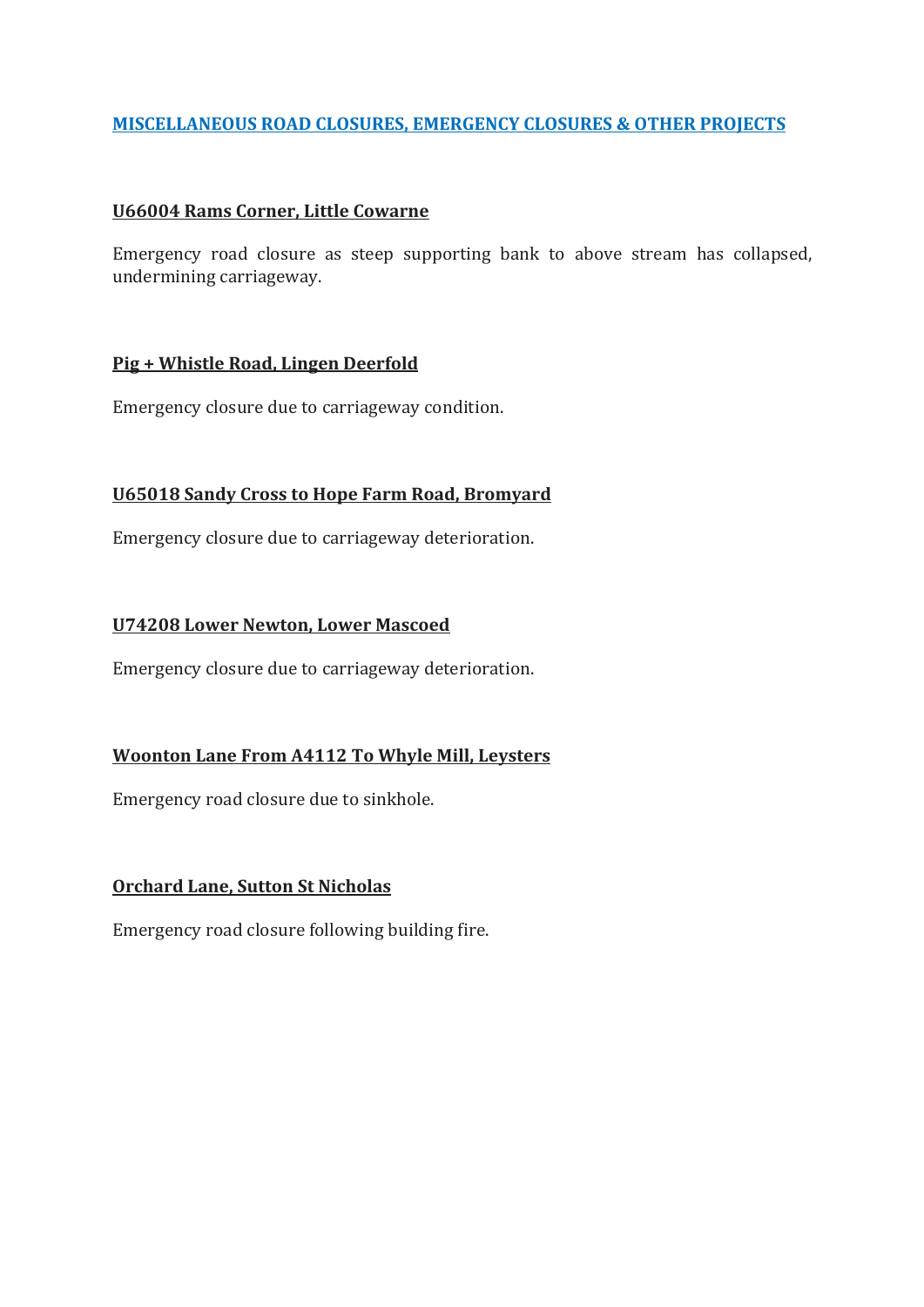## MISCELLANEOUS ROAD CLOSURES, EMERGENCY CLOSURES & OTHER PROJECTS

### U66004 Rams Corner, Little Cowarne

Emergency road closure as steep supporting bank to above stream has collapsed, undermining carriageway.

### Pig + Whistle Road, Lingen Deerfold

Emergency closure due to carriageway condition.

### U65018 Sandy Cross to Hope Farm Road, Bromyard

Emergency closure due to carriageway deterioration.

### U74208 Lower Newton, Lower Mascoed

Emergency closure due to carriageway deterioration.

### Woonton Lane From A4112 To Whyle Mill, Leysters

Emergency road closure due to sinkhole.

### Orchard Lane, Sutton St Nicholas

Emergency road closure following building fire.